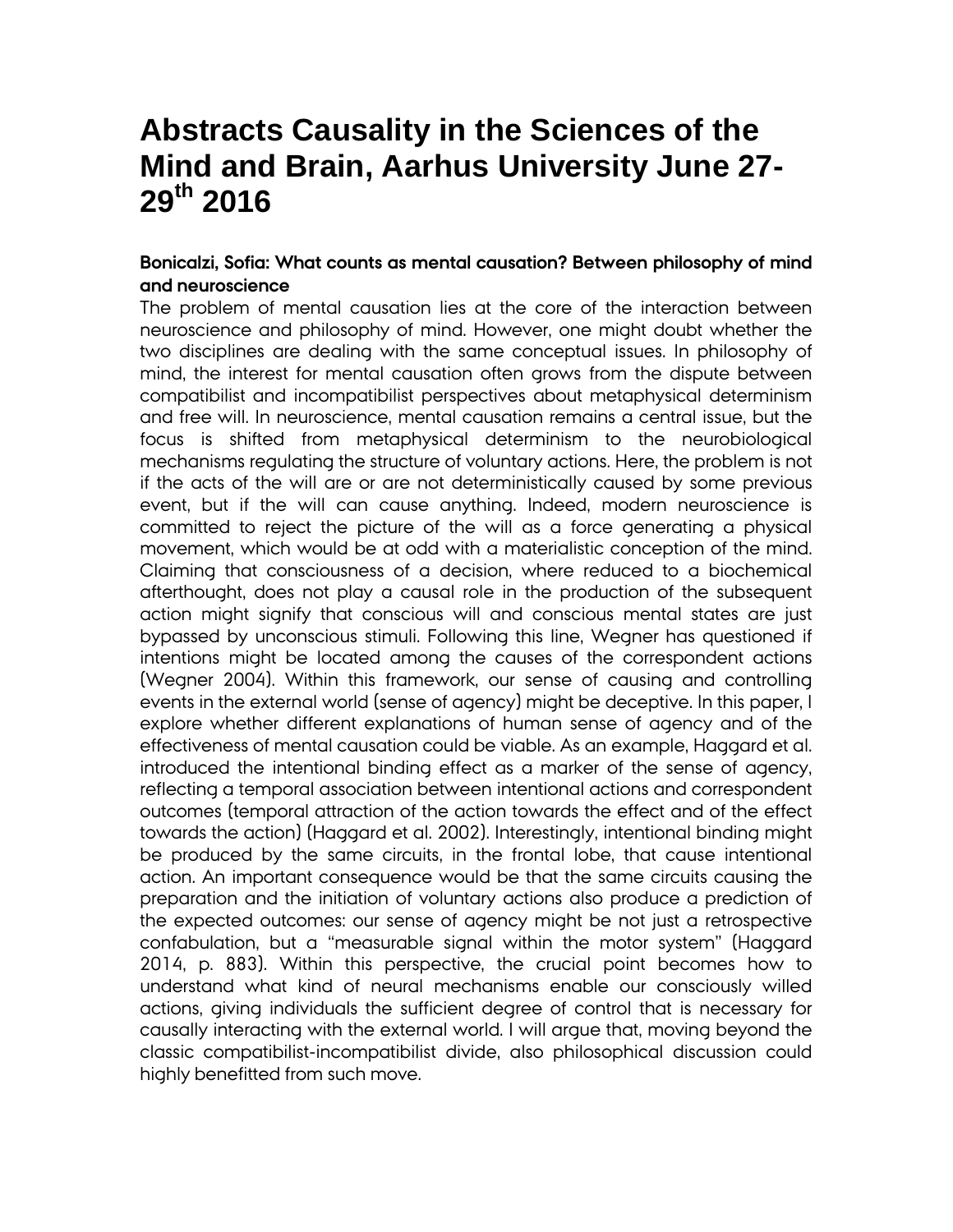# Abstracts Causality in the Sciences of the Mind and Brain, Aarhus University June 27-29th 2016

**Bonicalzi, Sofia: What counts as mental causation? Between philosophy of mind and neuroscience**

The problem of mental causation lies at the core of the interaction between neuroscience and philosophy of mind. However, one might doubt whether the two disciplines are dealing with the same conceptual issues. In philosophy of mind, the interest for mental causation often grows from the dispute between compatibilist and incompatibilist perspectives about metaphysical determinism and free will. In neuroscience, mental causation remains a central issue, but the focus is shifted from metaphysical determinism to the neurobiological mechanisms regulating the structure of voluntary actions. Here, the problem is not if the acts of the will are or are not deterministically caused by some previous event, but if the will can cause anything. Indeed, modern neuroscience is committed to reject the picture of the will as a force generating a physical movement, which would be at odd with a materialistic conception of the mind. Claiming that consciousness of a decision, where reduced to a biochemical afterthought, does not play a causal role in the production of the subsequent action might signify that conscious will and conscious mental states are just bypassed by unconscious stimuli. Following this line, Wegner has questioned if intentions might be located among the causes of the correspondent actions (Wegner 2004). Within this framework, our sense of causing and controlling events in the external world (sense of agency) might be deceptive. In this paper, I explore whether different explanations of human sense of agency and of the effectiveness of mental causation could be viable. As an example, Haggard et al. introduced the intentional binding effect as a marker of the sense of agency, reflecting a temporal association between intentional actions and correspondent outcomes (temporal attraction of the action towards the effect and of the effect towards the action) (Haggard et al. 2002). Interestingly, intentional binding might be produced by the same circuits, in the frontal lobe, that cause intentional action. An important consequence would be that the same circuits causing the preparation and the initiation of voluntary actions also produce a prediction of the expected outcomes: our sense of agency might be not just a retrospective confabulation, but a "measurable signal within the motor system" (Haggard 2014, p. 883). Within this perspective, the crucial point becomes how to understand what kind of neural mechanisms enable our consciously willed actions, giving individuals the sufficient degree of control that is necessary for causally interacting with the external world. I will argue that, moving beyond the classic compatibilist-incompatibilist divide, also philosophical discussion could highly benefitted from such move.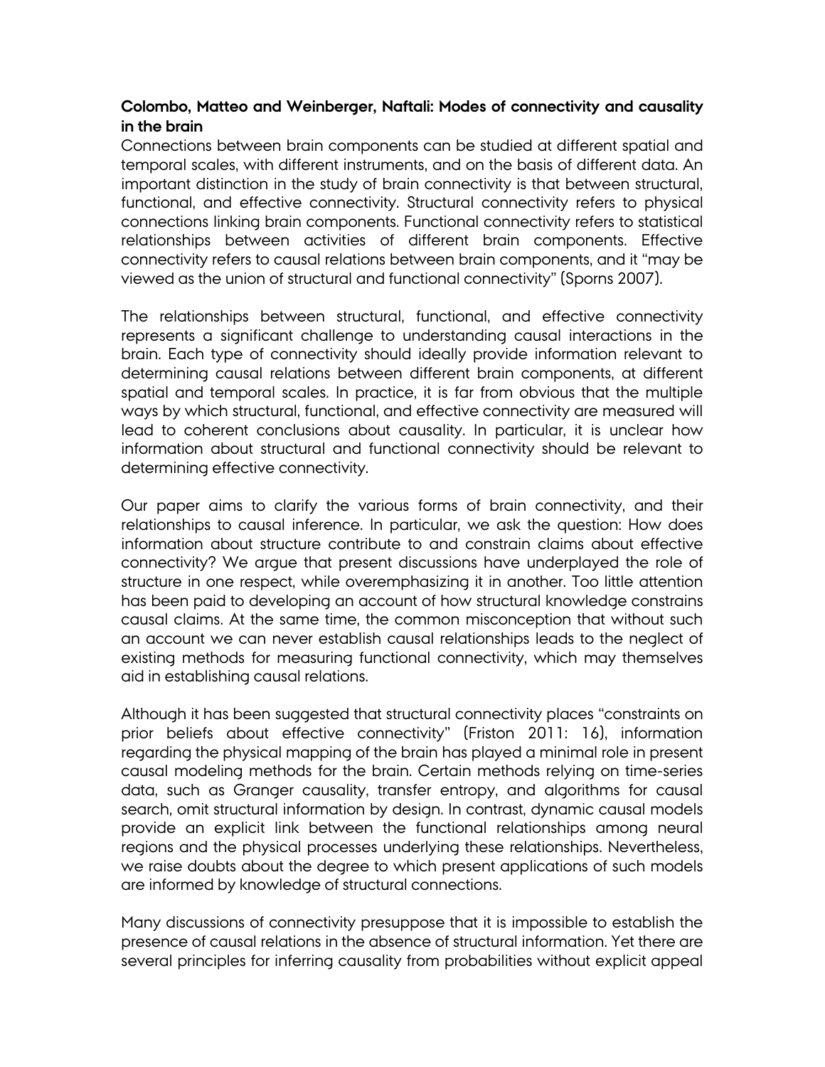**Colombo, Matteo and Weinberger, Naftali: Modes of connectivity and causality in the brain**

Connections between brain components can be studied at different spatial and temporal scales, with different instruments, and on the basis of different data. An important distinction in the study of brain connectivity is that between structural, functional, and effective connectivity. Structural connectivity refers to physical connections linking brain components. Functional connectivity refers to statistical relationships between activities of different brain components. Effective connectivity refers to causal relations between brain components, and it "may be viewed as the union of structural and functional connectivity" (Sporns 2007).

The relationships between structural, functional, and effective connectivity represents a significant challenge to understanding causal interactions in the brain. Each type of connectivity should ideally provide information relevant to determining causal relations between different brain components, at different spatial and temporal scales. In practice, it is far from obvious that the multiple ways by which structural, functional, and effective connectivity are measured will lead to coherent conclusions about causality. In particular, it is unclear how information about structural and functional connectivity should be relevant to determining effective connectivity.

Our paper aims to clarify the various forms of brain connectivity, and their relationships to causal inference. In particular, we ask the question: How does information about structure contribute to and constrain claims about effective connectivity? We argue that present discussions have underplayed the role of structure in one respect, while overemphasizing it in another. Too little attention has been paid to developing an account of how structural knowledge constrains causal claims. At the same time, the common misconception that without such an account we can never establish causal relationships leads to the neglect of existing methods for measuring functional connectivity, which may themselves aid in establishing causal relations.

Although it has been suggested that structural connectivity places "constraints on prior beliefs about effective connectivity" (Friston 2011: 16), information regarding the physical mapping of the brain has played a minimal role in present causal modeling methods for the brain. Certain methods relying on time-series data, such as Granger causality, transfer entropy, and algorithms for causal search, omit structural information by design. In contrast, dynamic causal models provide an explicit link between the functional relationships among neural regions and the physical processes underlying these relationships. Nevertheless, we raise doubts about the degree to which present applications of such models are informed by knowledge of structural connections.

Many discussions of connectivity presuppose that it is impossible to establish the presence of causal relations in the absence of structural information. Yet there are several principles for inferring causality from probabilities without explicit appeal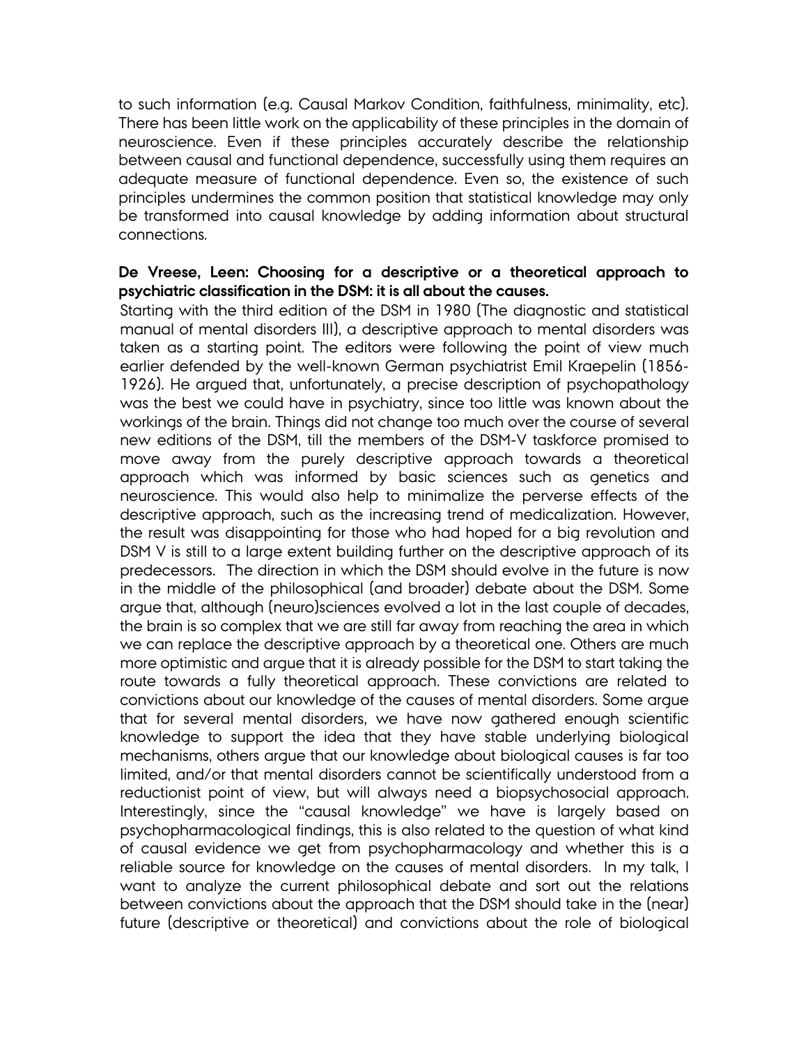to such information (e.g. Causal Markov Condition, faithfulness, minimality, etc). There has been little work on the applicability of these principles in the domain of neuroscience. Even if these principles accurately describe the relationship between causal and functional dependence, successfully using them requires an adequate measure of functional dependence. Even so, the existence of such principles undermines the common position that statistical knowledge may only be transformed into causal knowledge by adding information about structural connections.

**De Vreese, Leen: Choosing for a descriptive or a theoretical approach to psychiatric classification in the DSM: it is all about the causes.**

Starting with the third edition of the DSM in 1980 (The diagnostic and statistical manual of mental disorders III), a descriptive approach to mental disorders was taken as a starting point. The editors were following the point of view much earlier defended by the well-known German psychiatrist Emil Kraepelin (1856-1926). He argued that, unfortunately, a precise description of psychopathology was the best we could have in psychiatry, since too little was known about the workings of the brain. Things did not change too much over the course of several new editions of the DSM, till the members of the DSM-V taskforce promised to move away from the purely descriptive approach towards a theoretical approach which was informed by basic sciences such as genetics and neuroscience. This would also help to minimalize the perverse effects of the descriptive approach, such as the increasing trend of medicalization. However, the result was disappointing for those who had hoped for a big revolution and DSM V is still to a large extent building further on the descriptive approach of its predecessors. The direction in which the DSM should evolve in the future is now in the middle of the philosophical (and broader) debate about the DSM. Some argue that, although (neuro)sciences evolved a lot in the last couple of decades, the brain is so complex that we are still far away from reaching the area in which we can replace the descriptive approach by a theoretical one. Others are much more optimistic and argue that it is already possible for the DSM to start taking the route towards a fully theoretical approach. These convictions are related to convictions about our knowledge of the causes of mental disorders. Some argue that for several mental disorders, we have now gathered enough scientific knowledge to support the idea that they have stable underlying biological mechanisms, others argue that our knowledge about biological causes is far too limited, and/or that mental disorders cannot be scientifically understood from a reductionist point of view, but will always need a biopsychosocial approach. Interestingly, since the "causal knowledge" we have is largely based on psychopharmacological findings, this is also related to the question of what kind of causal evidence we get from psychopharmacology and whether this is a reliable source for knowledge on the causes of mental disorders. In my talk, I want to analyze the current philosophical debate and sort out the relations between convictions about the approach that the DSM should take in the (near) future (descriptive or theoretical) and convictions about the role of biological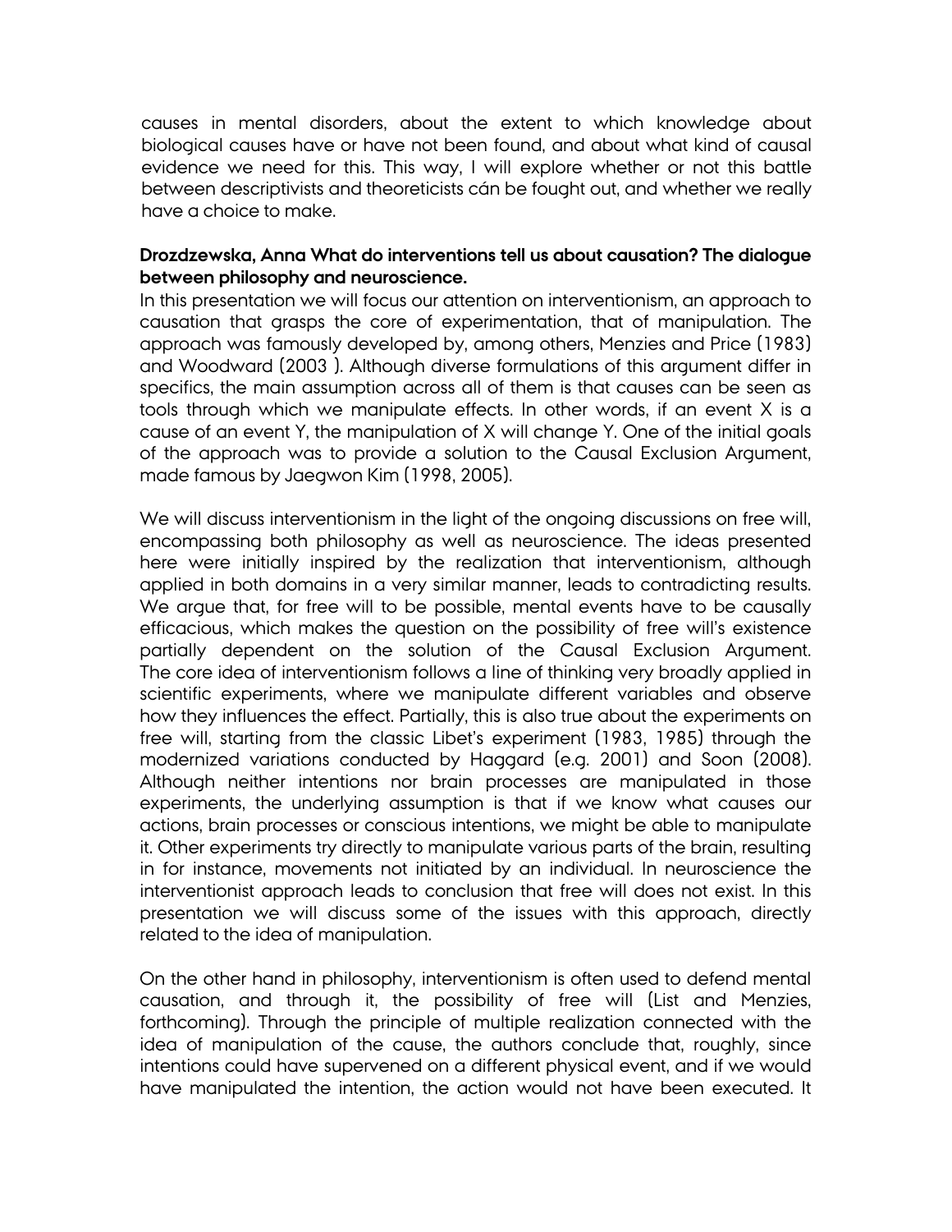causes in mental disorders, about the extent to which knowledge about biological causes have or have not been found, and about what kind of causal evidence we need for this. This way, I will explore whether or not this battle between descriptivists and theoreticists cán be fought out, and whether we really have a choice to make.

**Drozdzewska, Anna What do interventions tell us about causation? The dialogue between philosophy and neuroscience.**

In this presentation we will focus our attention on interventionism, an approach to causation that grasps the core of experimentation, that of manipulation. The approach was famously developed by, among others, Menzies and Price (1983) and Woodward (2003 ). Although diverse formulations of this argument differ in specifics, the main assumption across all of them is that causes can be seen as tools through which we manipulate effects. In other words, if an event X is a cause of an event Y, the manipulation of X will change Y. One of the initial goals of the approach was to provide a solution to the Causal Exclusion Argument, made famous by Jaegwon Kim (1998, 2005).

We will discuss interventionism in the light of the ongoing discussions on free will, encompassing both philosophy as well as neuroscience. The ideas presented here were initially inspired by the realization that interventionism, although applied in both domains in a very similar manner, leads to contradicting results. We argue that, for free will to be possible, mental events have to be causally efficacious, which makes the question on the possibility of free will's existence partially dependent on the solution of the Causal Exclusion Argument. The core idea of interventionism follows a line of thinking very broadly applied in scientific experiments, where we manipulate different variables and observe how they influences the effect. Partially, this is also true about the experiments on free will, starting from the classic Libet's experiment (1983, 1985) through the modernized variations conducted by Haggard (e.g. 2001) and Soon (2008). Although neither intentions nor brain processes are manipulated in those experiments, the underlying assumption is that if we know what causes our actions, brain processes or conscious intentions, we might be able to manipulate it. Other experiments try directly to manipulate various parts of the brain, resulting in for instance, movements not initiated by an individual. In neuroscience the interventionist approach leads to conclusion that free will does not exist. In this presentation we will discuss some of the issues with this approach, directly related to the idea of manipulation.

On the other hand in philosophy, interventionism is often used to defend mental causation, and through it, the possibility of free will (List and Menzies, forthcoming). Through the principle of multiple realization connected with the idea of manipulation of the cause, the authors conclude that, roughly, since intentions could have supervened on a different physical event, and if we would have manipulated the intention, the action would not have been executed. It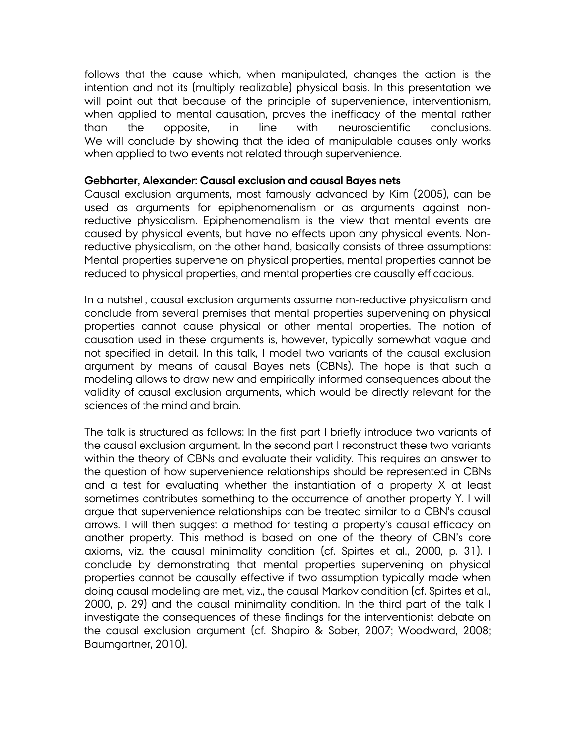follows that the cause which, when manipulated, changes the action is the intention and not its (multiply realizable) physical basis. In this presentation we will point out that because of the principle of supervenience, interventionism, when applied to mental causation, proves the inefficacy of the mental rather than the opposite, in line with neuroscientific conclusions. We will conclude by showing that the idea of manipulable causes only works when applied to two events not related through supervenience.

**Gebharter, Alexander: Causal exclusion and causal Bayes nets**

Causal exclusion arguments, most famously advanced by Kim (2005), can be used as arguments for epiphenomenalism or as arguments against non-reductive physicalism. Epiphenomenalism is the view that mental events are caused by physical events, but have no effects upon any physical events. Non-reductive physicalism, on the other hand, basically consists of three assumptions: Mental properties supervene on physical properties, mental properties cannot be reduced to physical properties, and mental properties are causally efficacious.

In a nutshell, causal exclusion arguments assume non-reductive physicalism and conclude from several premises that mental properties supervening on physical properties cannot cause physical or other mental properties. The notion of causation used in these arguments is, however, typically somewhat vague and not specified in detail. In this talk, I model two variants of the causal exclusion argument by means of causal Bayes nets (CBNs). The hope is that such a modeling allows to draw new and empirically informed consequences about the validity of causal exclusion arguments, which would be directly relevant for the sciences of the mind and brain.

The talk is structured as follows: In the first part I briefly introduce two variants of the causal exclusion argument. In the second part I reconstruct these two variants within the theory of CBNs and evaluate their validity. This requires an answer to the question of how supervenience relationships should be represented in CBNs and a test for evaluating whether the instantiation of a property X at least sometimes contributes something to the occurrence of another property Y. I will argue that supervenience relationships can be treated similar to a CBN's causal arrows. I will then suggest a method for testing a property's causal efficacy on another property. This method is based on one of the theory of CBN's core axioms, viz. the causal minimality condition (cf. Spirtes et al., 2000, p. 31). I conclude by demonstrating that mental properties supervening on physical properties cannot be causally effective if two assumption typically made when doing causal modeling are met, viz., the causal Markov condition (cf. Spirtes et al., 2000, p. 29) and the causal minimality condition. In the third part of the talk I investigate the consequences of these findings for the interventionist debate on the causal exclusion argument (cf. Shapiro & Sober, 2007; Woodward, 2008; Baumgartner, 2010).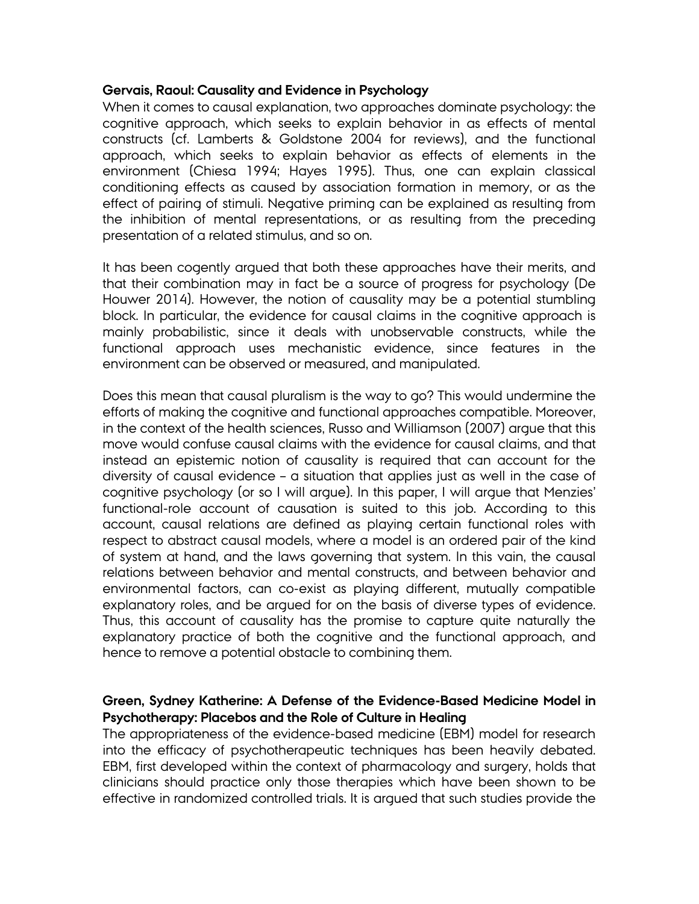**Gervais, Raoul: Causality and Evidence in Psychology**

When it comes to causal explanation, two approaches dominate psychology: the cognitive approach, which seeks to explain behavior in as effects of mental constructs (cf. Lamberts & Goldstone 2004 for reviews), and the functional approach, which seeks to explain behavior as effects of elements in the environment (Chiesa 1994; Hayes 1995). Thus, one can explain classical conditioning effects as caused by association formation in memory, or as the effect of pairing of stimuli. Negative priming can be explained as resulting from the inhibition of mental representations, or as resulting from the preceding presentation of a related stimulus, and so on.

It has been cogently argued that both these approaches have their merits, and that their combination may in fact be a source of progress for psychology (De Houwer 2014). However, the notion of causality may be a potential stumbling block. In particular, the evidence for causal claims in the cognitive approach is mainly probabilistic, since it deals with unobservable constructs, while the functional approach uses mechanistic evidence, since features in the environment can be observed or measured, and manipulated.

Does this mean that causal pluralism is the way to go? This would undermine the efforts of making the cognitive and functional approaches compatible. Moreover, in the context of the health sciences, Russo and Williamson (2007) argue that this move would confuse causal claims with the evidence for causal claims, and that instead an epistemic notion of causality is required that can account for the diversity of causal evidence – a situation that applies just as well in the case of cognitive psychology (or so I will argue). In this paper, I will argue that Menzies' functional-role account of causation is suited to this job. According to this account, causal relations are defined as playing certain functional roles with respect to abstract causal models, where a model is an ordered pair of the kind of system at hand, and the laws governing that system. In this vain, the causal relations between behavior and mental constructs, and between behavior and environmental factors, can co-exist as playing different, mutually compatible explanatory roles, and be argued for on the basis of diverse types of evidence. Thus, this account of causality has the promise to capture quite naturally the explanatory practice of both the cognitive and the functional approach, and hence to remove a potential obstacle to combining them.

**Green, Sydney Katherine: A Defense of the Evidence-Based Medicine Model in Psychotherapy: Placebos and the Role of Culture in Healing**

The appropriateness of the evidence-based medicine (EBM) model for research into the efficacy of psychotherapeutic techniques has been heavily debated. EBM, first developed within the context of pharmacology and surgery, holds that clinicians should practice only those therapies which have been shown to be effective in randomized controlled trials. It is argued that such studies provide the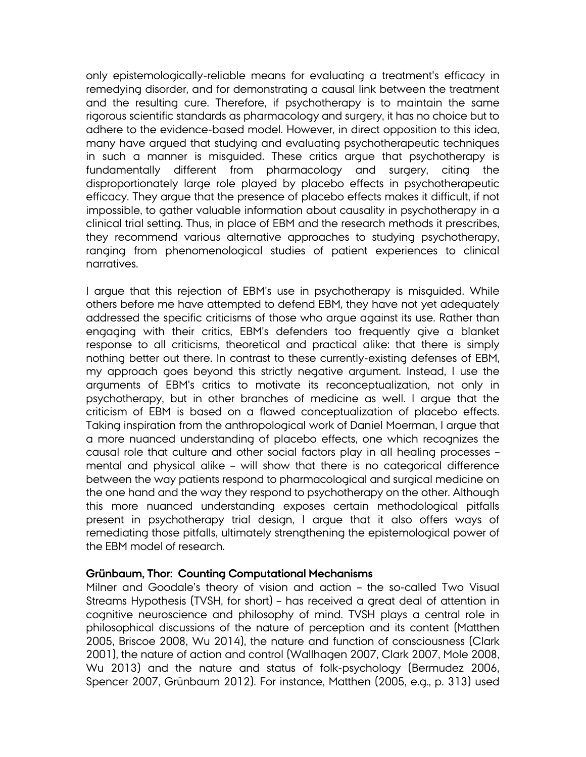only epistemologically-reliable means for evaluating a treatment's efficacy in remedying disorder, and for demonstrating a causal link between the treatment and the resulting cure. Therefore, if psychotherapy is to maintain the same rigorous scientific standards as pharmacology and surgery, it has no choice but to adhere to the evidence-based model. However, in direct opposition to this idea, many have argued that studying and evaluating psychotherapeutic techniques in such a manner is misguided. These critics argue that psychotherapy is fundamentally different from pharmacology and surgery, citing the disproportionately large role played by placebo effects in psychotherapeutic efficacy. They argue that the presence of placebo effects makes it difficult, if not impossible, to gather valuable information about causality in psychotherapy in a clinical trial setting. Thus, in place of EBM and the research methods it prescribes, they recommend various alternative approaches to studying psychotherapy, ranging from phenomenological studies of patient experiences to clinical narratives.

I argue that this rejection of EBM's use in psychotherapy is misguided. While others before me have attempted to defend EBM, they have not yet adequately addressed the specific criticisms of those who argue against its use. Rather than engaging with their critics, EBM's defenders too frequently give a blanket response to all criticisms, theoretical and practical alike: that there is simply nothing better out there. In contrast to these currently-existing defenses of EBM, my approach goes beyond this strictly negative argument. Instead, I use the arguments of EBM's critics to motivate its reconceptualization, not only in psychotherapy, but in other branches of medicine as well. I argue that the criticism of EBM is based on a flawed conceptualization of placebo effects. Taking inspiration from the anthropological work of Daniel Moerman, I argue that a more nuanced understanding of placebo effects, one which recognizes the causal role that culture and other social factors play in all healing processes – mental and physical alike – will show that there is no categorical difference between the way patients respond to pharmacological and surgical medicine on the one hand and the way they respond to psychotherapy on the other. Although this more nuanced understanding exposes certain methodological pitfalls present in psychotherapy trial design, I argue that it also offers ways of remediating those pitfalls, ultimately strengthening the epistemological power of the EBM model of research.

**Grünbaum, Thor: Counting Computational Mechanisms**

Milner and Goodale's theory of vision and action – the so-called Two Visual Streams Hypothesis (TVSH, for short) – has received a great deal of attention in cognitive neuroscience and philosophy of mind. TVSH plays a central role in philosophical discussions of the nature of perception and its content (Matthen 2005, Briscoe 2008, Wu 2014), the nature and function of consciousness (Clark 2001), the nature of action and control (Wallhagen 2007, Clark 2007, Mole 2008, Wu 2013) and the nature and status of folk-psychology (Bermudez 2006, Spencer 2007, Grünbaum 2012). For instance, Matthen (2005, e.g., p. 313) used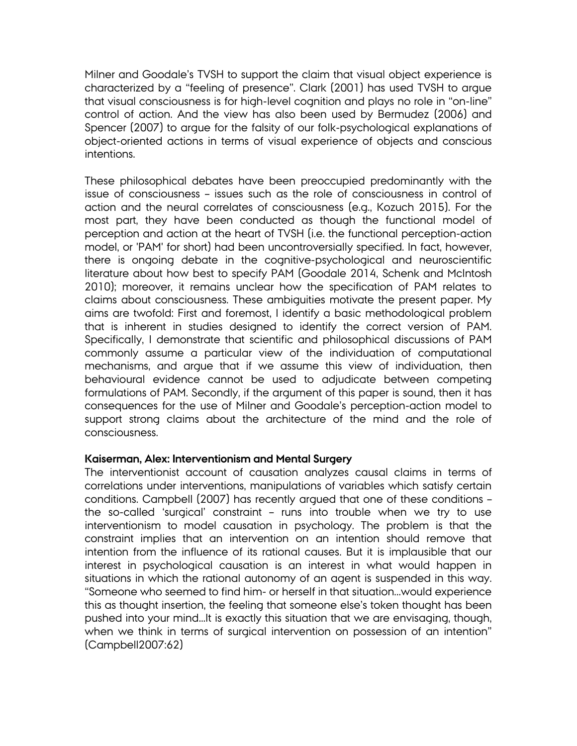Milner and Goodale's TVSH to support the claim that visual object experience is characterized by a "feeling of presence". Clark (2001) has used TVSH to argue that visual consciousness is for high-level cognition and plays no role in "on-line" control of action. And the view has also been used by Bermudez (2006) and Spencer (2007) to argue for the falsity of our folk-psychological explanations of object-oriented actions in terms of visual experience of objects and conscious intentions.

These philosophical debates have been preoccupied predominantly with the issue of consciousness – issues such as the role of consciousness in control of action and the neural correlates of consciousness (e.g., Kozuch 2015). For the most part, they have been conducted as though the functional model of perception and action at the heart of TVSH (i.e. the functional perception-action model, or 'PAM' for short) had been uncontroversially specified. In fact, however, there is ongoing debate in the cognitive-psychological and neuroscientific literature about how best to specify PAM (Goodale 2014, Schenk and McIntosh 2010); moreover, it remains unclear how the specification of PAM relates to claims about consciousness. These ambiguities motivate the present paper. My aims are twofold: First and foremost, I identify a basic methodological problem that is inherent in studies designed to identify the correct version of PAM. Specifically, I demonstrate that scientific and philosophical discussions of PAM commonly assume a particular view of the individuation of computational mechanisms, and argue that if we assume this view of individuation, then behavioural evidence cannot be used to adjudicate between competing formulations of PAM. Secondly, if the argument of this paper is sound, then it has consequences for the use of Milner and Goodale's perception-action model to support strong claims about the architecture of the mind and the role of consciousness.

**Kaiserman, Alex: Interventionism and Mental Surgery**

The interventionist account of causation analyzes causal claims in terms of correlations under interventions, manipulations of variables which satisfy certain conditions. Campbell (2007) has recently argued that one of these conditions – the so-called 'surgical' constraint – runs into trouble when we try to use interventionism to model causation in psychology. The problem is that the constraint implies that an intervention on an intention should remove that intention from the influence of its rational causes. But it is implausible that our interest in psychological causation is an interest in what would happen in situations in which the rational autonomy of an agent is suspended in this way. "Someone who seemed to find him- or herself in that situation...would experience this as thought insertion, the feeling that someone else's token thought has been pushed into your mind...It is exactly this situation that we are envisaging, though, when we think in terms of surgical intervention on possession of an intention" (Campbell2007:62)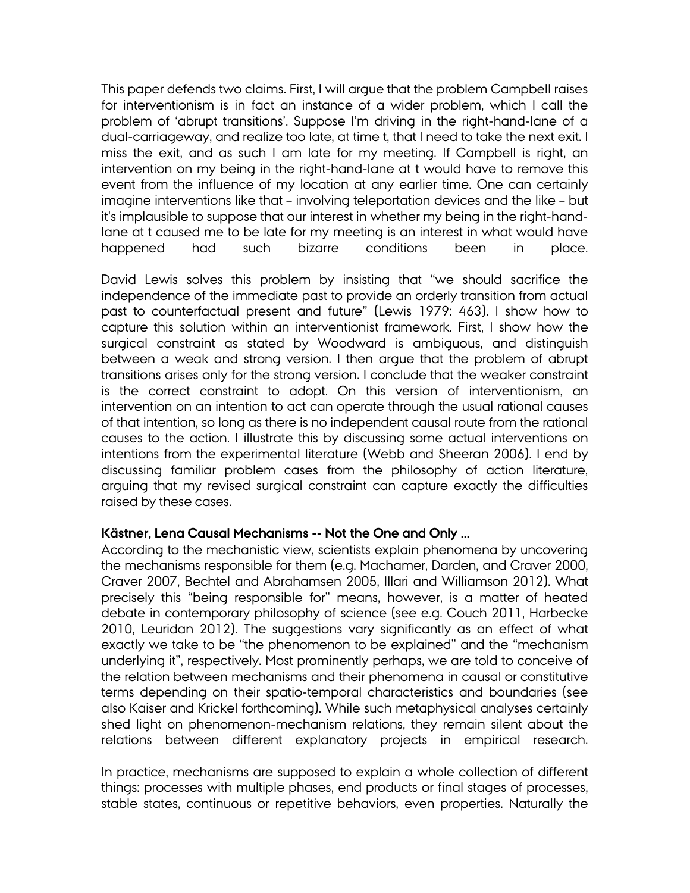This paper defends two claims. First, I will argue that the problem Campbell raises for interventionism is in fact an instance of a wider problem, which I call the problem of 'abrupt transitions'. Suppose I'm driving in the right-hand-lane of a dual-carriageway, and realize too late, at time t, that I need to take the next exit. I miss the exit, and as such I am late for my meeting. If Campbell is right, an intervention on my being in the right-hand-lane at t would have to remove this event from the influence of my location at any earlier time. One can certainly imagine interventions like that – involving teleportation devices and the like – but it's implausible to suppose that our interest in whether my being in the right-hand-lane at t caused me to be late for my meeting is an interest in what would have happened had such bizarre conditions been in place.

David Lewis solves this problem by insisting that "we should sacrifice the independence of the immediate past to provide an orderly transition from actual past to counterfactual present and future" (Lewis 1979: 463). I show how to capture this solution within an interventionist framework. First, I show how the surgical constraint as stated by Woodward is ambiguous, and distinguish between a weak and strong version. I then argue that the problem of abrupt transitions arises only for the strong version. I conclude that the weaker constraint is the correct constraint to adopt. On this version of interventionism, an intervention on an intention to act can operate through the usual rational causes of that intention, so long as there is no independent causal route from the rational causes to the action. I illustrate this by discussing some actual interventions on intentions from the experimental literature (Webb and Sheeran 2006). I end by discussing familiar problem cases from the philosophy of action literature, arguing that my revised surgical constraint can capture exactly the difficulties raised by these cases.

**Kästner, Lena Causal Mechanisms -- Not the One and Only ...**

According to the mechanistic view, scientists explain phenomena by uncovering the mechanisms responsible for them (e.g. Machamer, Darden, and Craver 2000, Craver 2007, Bechtel and Abrahamsen 2005, Illari and Williamson 2012). What precisely this "being responsible for" means, however, is a matter of heated debate in contemporary philosophy of science (see e.g. Couch 2011, Harbecke 2010, Leuridan 2012). The suggestions vary significantly as an effect of what exactly we take to be "the phenomenon to be explained" and the "mechanism underlying it", respectively. Most prominently perhaps, we are told to conceive of the relation between mechanisms and their phenomena in causal or constitutive terms depending on their spatio-temporal characteristics and boundaries (see also Kaiser and Krickel forthcoming). While such metaphysical analyses certainly shed light on phenomenon-mechanism relations, they remain silent about the relations between different explanatory projects in empirical research.

In practice, mechanisms are supposed to explain a whole collection of different things: processes with multiple phases, end products or final stages of processes, stable states, continuous or repetitive behaviors, even properties. Naturally the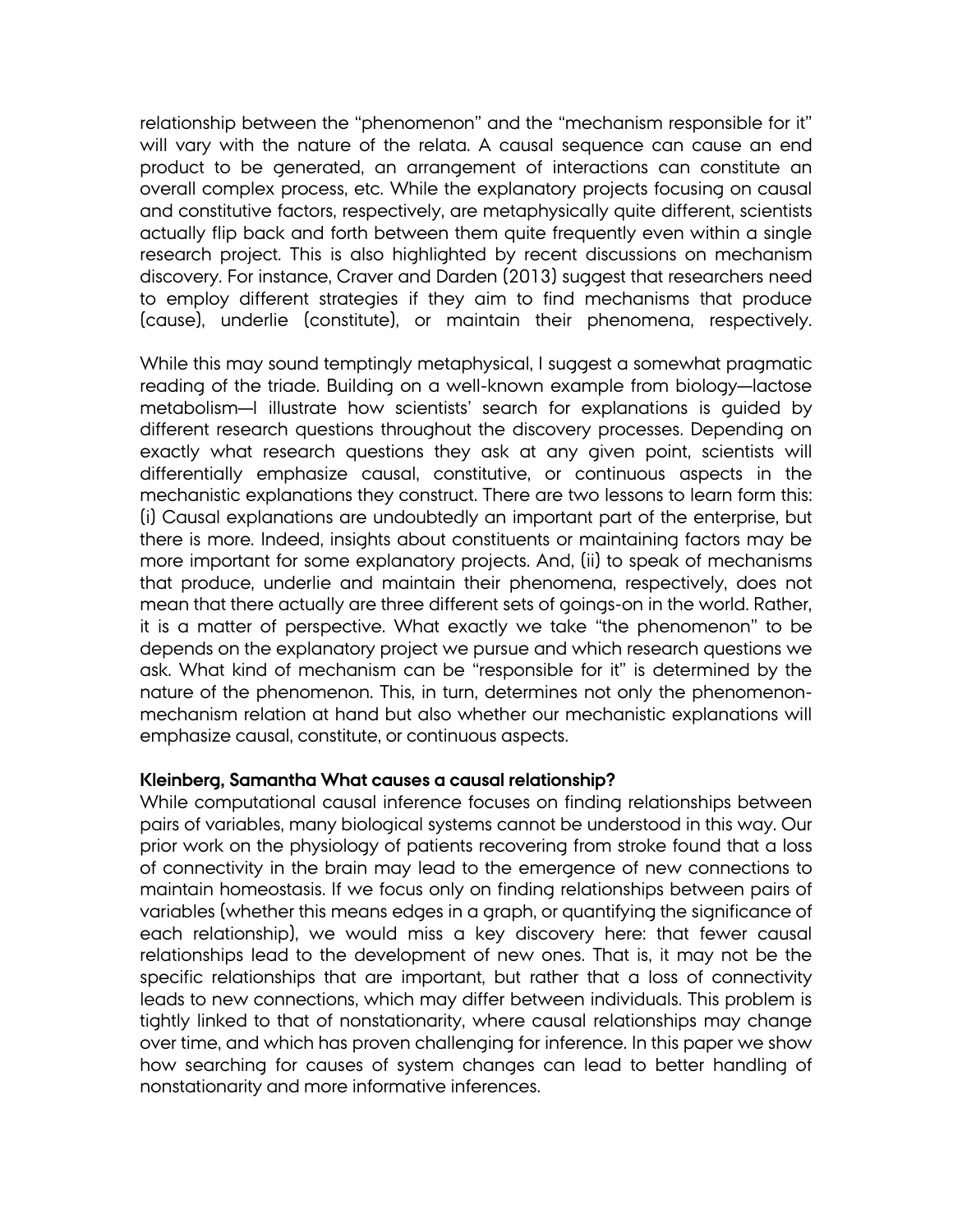relationship between the "phenomenon" and the "mechanism responsible for it" will vary with the nature of the relata. A causal sequence can cause an end product to be generated, an arrangement of interactions can constitute an overall complex process, etc. While the explanatory projects focusing on causal and constitutive factors, respectively, are metaphysically quite different, scientists actually flip back and forth between them quite frequently even within a single research project. This is also highlighted by recent discussions on mechanism discovery. For instance, Craver and Darden (2013) suggest that researchers need to employ different strategies if they aim to find mechanisms that produce (cause), underlie (constitute), or maintain their phenomena, respectively.

While this may sound temptingly metaphysical, I suggest a somewhat pragmatic reading of the triade. Building on a well-known example from biology—lactose metabolism—I illustrate how scientists' search for explanations is guided by different research questions throughout the discovery processes. Depending on exactly what research questions they ask at any given point, scientists will differentially emphasize causal, constitutive, or continuous aspects in the mechanistic explanations they construct. There are two lessons to learn form this: (i) Causal explanations are undoubtedly an important part of the enterprise, but there is more. Indeed, insights about constituents or maintaining factors may be more important for some explanatory projects. And, (ii) to speak of mechanisms that produce, underlie and maintain their phenomena, respectively, does not mean that there actually are three different sets of goings-on in the world. Rather, it is a matter of perspective. What exactly we take "the phenomenon" to be depends on the explanatory project we pursue and which research questions we ask. What kind of mechanism can be "responsible for it" is determined by the nature of the phenomenon. This, in turn, determines not only the phenomenon-mechanism relation at hand but also whether our mechanistic explanations will emphasize causal, constitute, or continuous aspects.

**Kleinberg, Samantha What causes a causal relationship?**

While computational causal inference focuses on finding relationships between pairs of variables, many biological systems cannot be understood in this way. Our prior work on the physiology of patients recovering from stroke found that a loss of connectivity in the brain may lead to the emergence of new connections to maintain homeostasis. If we focus only on finding relationships between pairs of variables (whether this means edges in a graph, or quantifying the significance of each relationship), we would miss a key discovery here: that fewer causal relationships lead to the development of new ones. That is, it may not be the specific relationships that are important, but rather that a loss of connectivity leads to new connections, which may differ between individuals. This problem is tightly linked to that of nonstationarity, where causal relationships may change over time, and which has proven challenging for inference. In this paper we show how searching for causes of system changes can lead to better handling of nonstationarity and more informative inferences.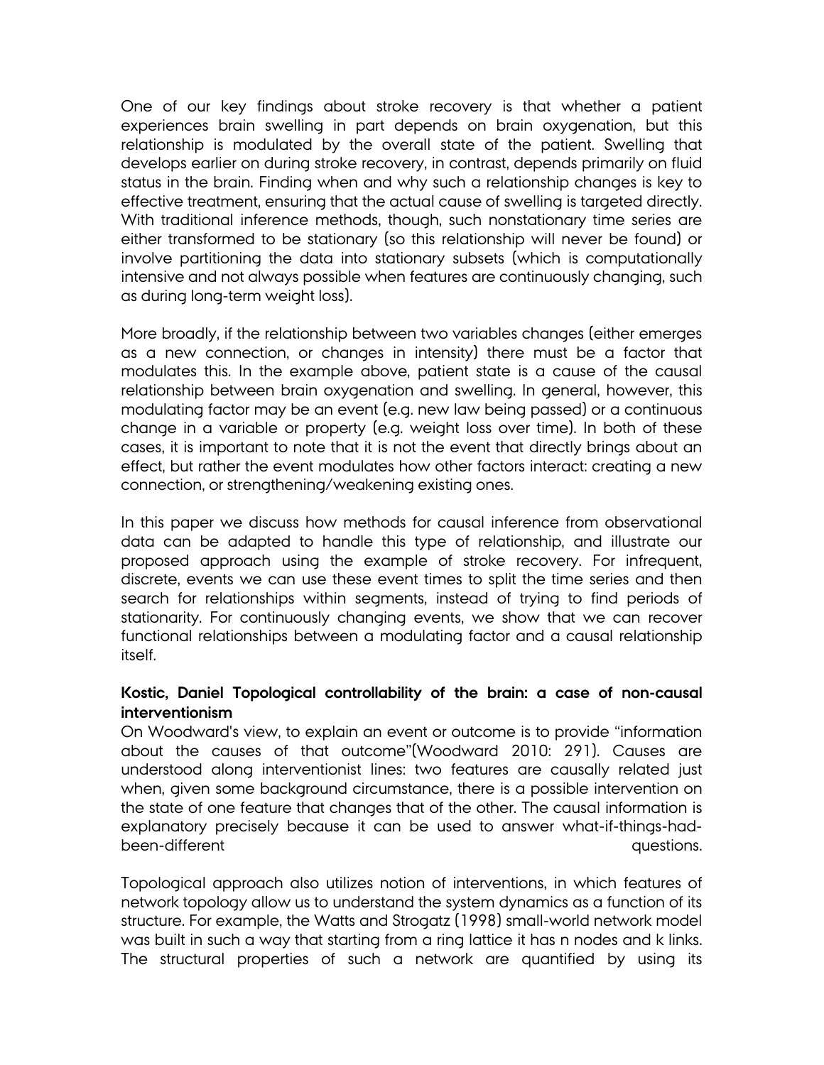One of our key findings about stroke recovery is that whether a patient experiences brain swelling in part depends on brain oxygenation, but this relationship is modulated by the overall state of the patient. Swelling that develops earlier on during stroke recovery, in contrast, depends primarily on fluid status in the brain. Finding when and why such a relationship changes is key to effective treatment, ensuring that the actual cause of swelling is targeted directly. With traditional inference methods, though, such nonstationary time series are either transformed to be stationary (so this relationship will never be found) or involve partitioning the data into stationary subsets (which is computationally intensive and not always possible when features are continuously changing, such as during long-term weight loss).

More broadly, if the relationship between two variables changes (either emerges as a new connection, or changes in intensity) there must be a factor that modulates this. In the example above, patient state is a cause of the causal relationship between brain oxygenation and swelling. In general, however, this modulating factor may be an event (e.g. new law being passed) or a continuous change in a variable or property (e.g. weight loss over time). In both of these cases, it is important to note that it is not the event that directly brings about an effect, but rather the event modulates how other factors interact: creating a new connection, or strengthening/weakening existing ones.

In this paper we discuss how methods for causal inference from observational data can be adapted to handle this type of relationship, and illustrate our proposed approach using the example of stroke recovery. For infrequent, discrete, events we can use these event times to split the time series and then search for relationships within segments, instead of trying to find periods of stationarity. For continuously changing events, we show that we can recover functional relationships between a modulating factor and a causal relationship itself.

**Kostic, Daniel Topological controllability of the brain: a case of non-causal interventionism**

On Woodward's view, to explain an event or outcome is to provide "information about the causes of that outcome"(Woodward 2010: 291). Causes are understood along interventionist lines: two features are causally related just when, given some background circumstance, there is a possible intervention on the state of one feature that changes that of the other. The causal information is explanatory precisely because it can be used to answer what-if-things-had-been-different questions.

Topological approach also utilizes notion of interventions, in which features of network topology allow us to understand the system dynamics as a function of its structure. For example, the Watts and Strogatz (1998) small-world network model was built in such a way that starting from a ring lattice it has n nodes and k links. The structural properties of such a network are quantified by using its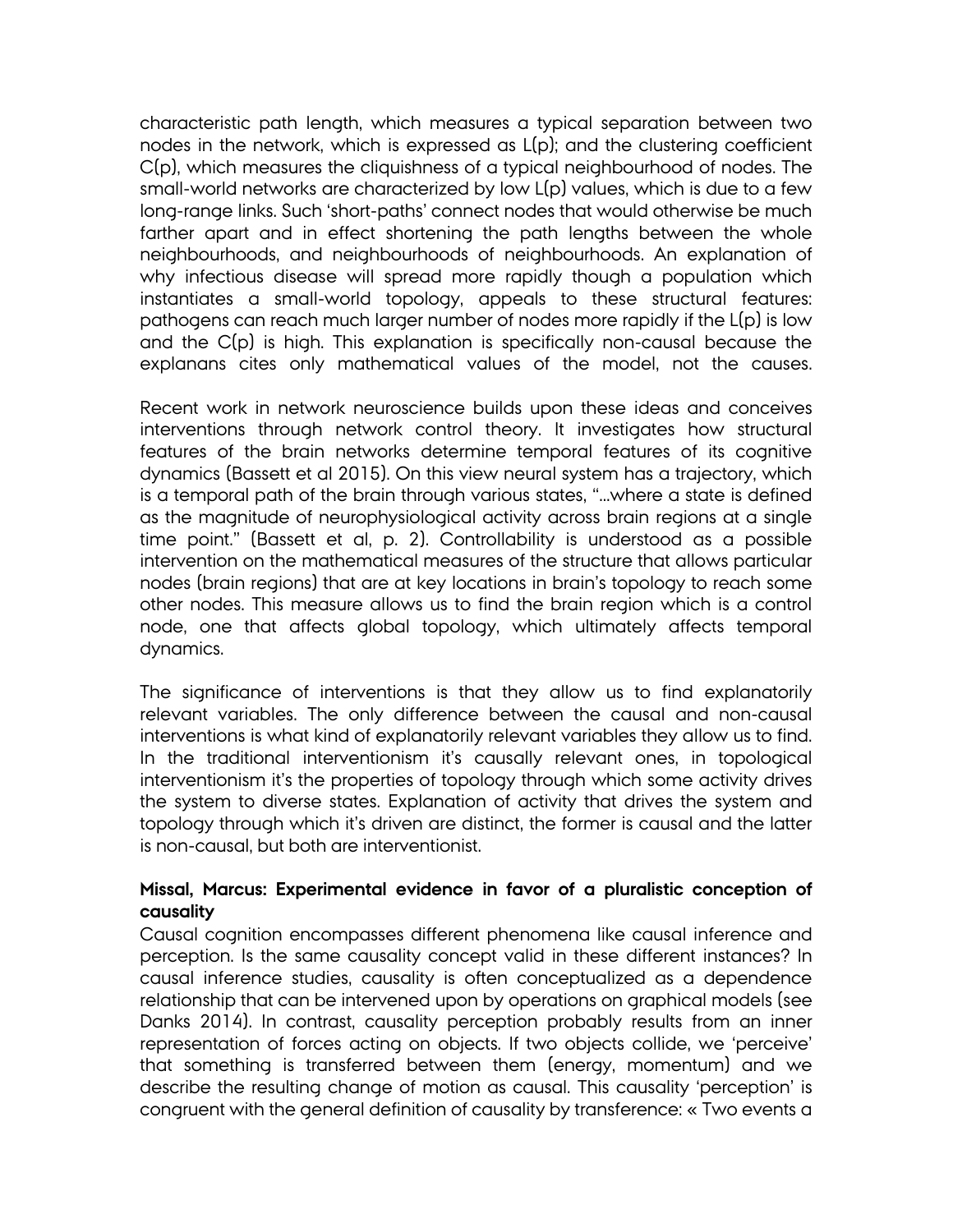characteristic path length, which measures a typical separation between two nodes in the network, which is expressed as $L(p)$; and the clustering coefficient $C(p)$, which measures the cliquishness of a typical neighbourhood of nodes. The small-world networks are characterized by low $L(p)$ values, which is due to a few long-range links. Such 'short-paths' connect nodes that would otherwise be much farther apart and in effect shortening the path lengths between the whole neighbourhoods, and neighbourhoods of neighbourhoods. An explanation of why infectious disease will spread more rapidly though a population which instantiates a small-world topology, appeals to these structural features: pathogens can reach much larger number of nodes more rapidly if the $L(p)$ is low and the $C(p)$ is high. This explanation is specifically non-causal because the explanans cites only mathematical values of the model, not the causes.

Recent work in network neuroscience builds upon these ideas and conceives interventions through network control theory. It investigates how structural features of the brain networks determine temporal features of its cognitive dynamics (Bassett et al 2015). On this view neural system has a trajectory, which is a temporal path of the brain through various states, "...where a state is defined as the magnitude of neurophysiological activity across brain regions at a single time point." (Bassett et al, p. 2). Controllability is understood as a possible intervention on the mathematical measures of the structure that allows particular nodes (brain regions) that are at key locations in brain's topology to reach some other nodes. This measure allows us to find the brain region which is a control node, one that affects global topology, which ultimately affects temporal dynamics.

The significance of interventions is that they allow us to find explanatorily relevant variables. The only difference between the causal and non-causal interventions is what kind of explanatorily relevant variables they allow us to find. In the traditional interventionism it's causally relevant ones, in topological interventionism it's the properties of topology through which some activity drives the system to diverse states. Explanation of activity that drives the system and topology through which it's driven are distinct, the former is causal and the latter is non-causal, but both are interventionist.

**Missal, Marcus: Experimental evidence in favor of a pluralistic conception of causality**

Causal cognition encompasses different phenomena like causal inference and perception. Is the same causality concept valid in these different instances? In causal inference studies, causality is often conceptualized as a dependence relationship that can be intervened upon by operations on graphical models (see Danks 2014). In contrast, causality perception probably results from an inner representation of forces acting on objects. If two objects collide, we 'perceive' that something is transferred between them (energy, momentum) and we describe the resulting change of motion as causal. This causality 'perception' is congruent with the general definition of causality by transference: « Two events a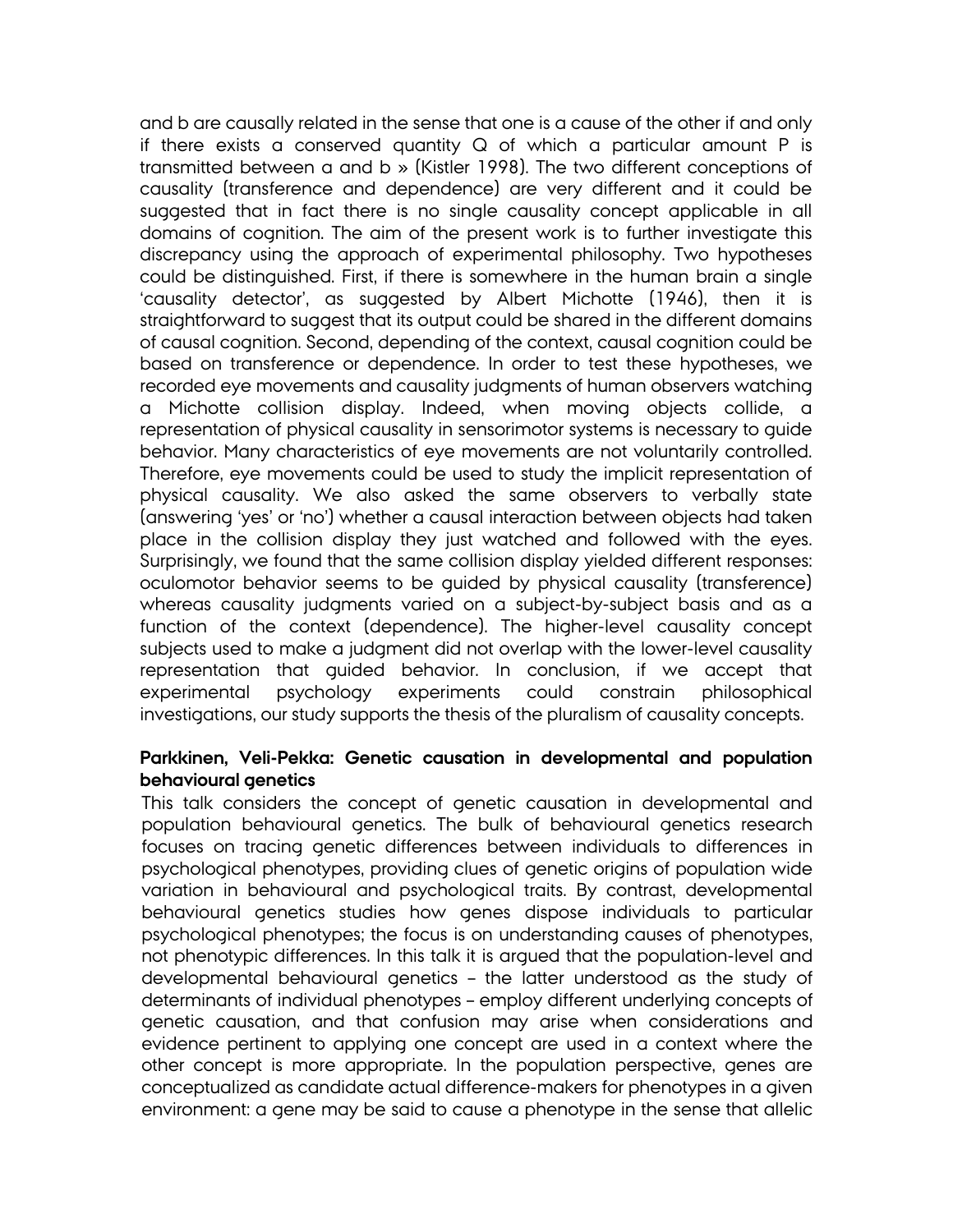and b are causally related in the sense that one is a cause of the other if and only if there exists a conserved quantity Q of which a particular amount P is transmitted between a and b » (Kistler 1998). The two different conceptions of causality (transference and dependence) are very different and it could be suggested that in fact there is no single causality concept applicable in all domains of cognition. The aim of the present work is to further investigate this discrepancy using the approach of experimental philosophy. Two hypotheses could be distinguished. First, if there is somewhere in the human brain a single 'causality detector', as suggested by Albert Michotte (1946), then it is straightforward to suggest that its output could be shared in the different domains of causal cognition. Second, depending of the context, causal cognition could be based on transference or dependence. In order to test these hypotheses, we recorded eye movements and causality judgments of human observers watching a Michotte collision display. Indeed, when moving objects collide, a representation of physical causality in sensorimotor systems is necessary to guide behavior. Many characteristics of eye movements are not voluntarily controlled. Therefore, eye movements could be used to study the implicit representation of physical causality. We also asked the same observers to verbally state (answering 'yes' or 'no') whether a causal interaction between objects had taken place in the collision display they just watched and followed with the eyes. Surprisingly, we found that the same collision display yielded different responses: oculomotor behavior seems to be guided by physical causality (transference) whereas causality judgments varied on a subject-by-subject basis and as a function of the context (dependence). The higher-level causality concept subjects used to make a judgment did not overlap with the lower-level causality representation that guided behavior. In conclusion, if we accept that experimental psychology experiments could constrain philosophical investigations, our study supports the thesis of the pluralism of causality concepts.

**Parkkinen, Veli-Pekka: Genetic causation in developmental and population behavioural genetics**

This talk considers the concept of genetic causation in developmental and population behavioural genetics. The bulk of behavioural genetics research focuses on tracing genetic differences between individuals to differences in psychological phenotypes, providing clues of genetic origins of population wide variation in behavioural and psychological traits. By contrast, developmental behavioural genetics studies how genes dispose individuals to particular psychological phenotypes; the focus is on understanding causes of phenotypes, not phenotypic differences. In this talk it is argued that the population-level and developmental behavioural genetics – the latter understood as the study of determinants of individual phenotypes – employ different underlying concepts of genetic causation, and that confusion may arise when considerations and evidence pertinent to applying one concept are used in a context where the other concept is more appropriate. In the population perspective, genes are conceptualized as candidate actual difference-makers for phenotypes in a given environment: a gene may be said to cause a phenotype in the sense that allelic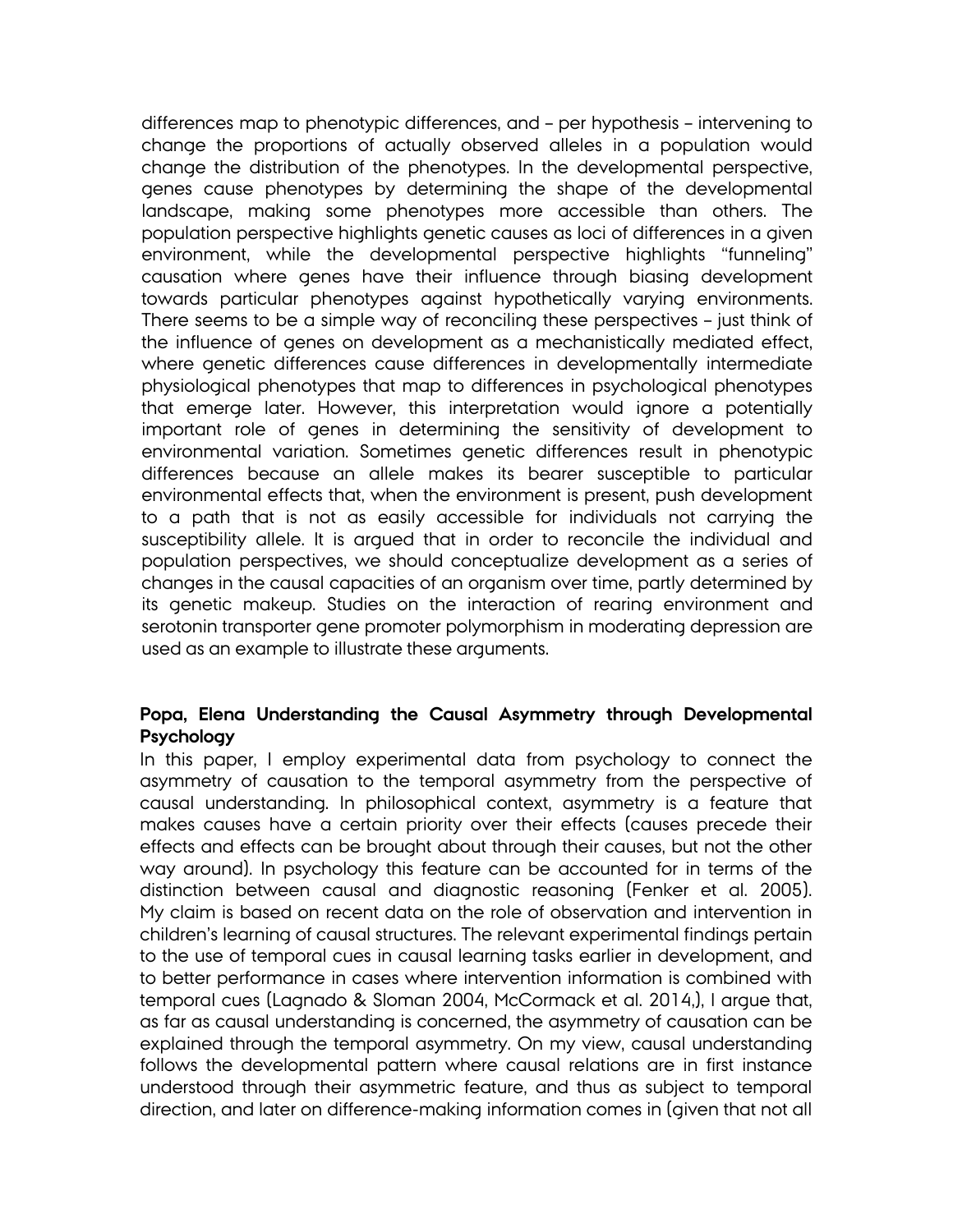differences map to phenotypic differences, and – per hypothesis – intervening to change the proportions of actually observed alleles in a population would change the distribution of the phenotypes. In the developmental perspective, genes cause phenotypes by determining the shape of the developmental landscape, making some phenotypes more accessible than others. The population perspective highlights genetic causes as loci of differences in a given environment, while the developmental perspective highlights "funneling" causation where genes have their influence through biasing development towards particular phenotypes against hypothetically varying environments. There seems to be a simple way of reconciling these perspectives – just think of the influence of genes on development as a mechanistically mediated effect, where genetic differences cause differences in developmentally intermediate physiological phenotypes that map to differences in psychological phenotypes that emerge later. However, this interpretation would ignore a potentially important role of genes in determining the sensitivity of development to environmental variation. Sometimes genetic differences result in phenotypic differences because an allele makes its bearer susceptible to particular environmental effects that, when the environment is present, push development to a path that is not as easily accessible for individuals not carrying the susceptibility allele. It is argued that in order to reconcile the individual and population perspectives, we should conceptualize development as a series of changes in the causal capacities of an organism over time, partly determined by its genetic makeup. Studies on the interaction of rearing environment and serotonin transporter gene promoter polymorphism in moderating depression are used as an example to illustrate these arguments.

**Popa, Elena Understanding the Causal Asymmetry through Developmental Psychology**

In this paper, I employ experimental data from psychology to connect the asymmetry of causation to the temporal asymmetry from the perspective of causal understanding. In philosophical context, asymmetry is a feature that makes causes have a certain priority over their effects (causes precede their effects and effects can be brought about through their causes, but not the other way around). In psychology this feature can be accounted for in terms of the distinction between causal and diagnostic reasoning (Fenker et al. 2005). My claim is based on recent data on the role of observation and intervention in children's learning of causal structures. The relevant experimental findings pertain to the use of temporal cues in causal learning tasks earlier in development, and to better performance in cases where intervention information is combined with temporal cues (Lagnado & Sloman 2004, McCormack et al. 2014,), I argue that, as far as causal understanding is concerned, the asymmetry of causation can be explained through the temporal asymmetry. On my view, causal understanding follows the developmental pattern where causal relations are in first instance understood through their asymmetric feature, and thus as subject to temporal direction, and later on difference-making information comes in (given that not all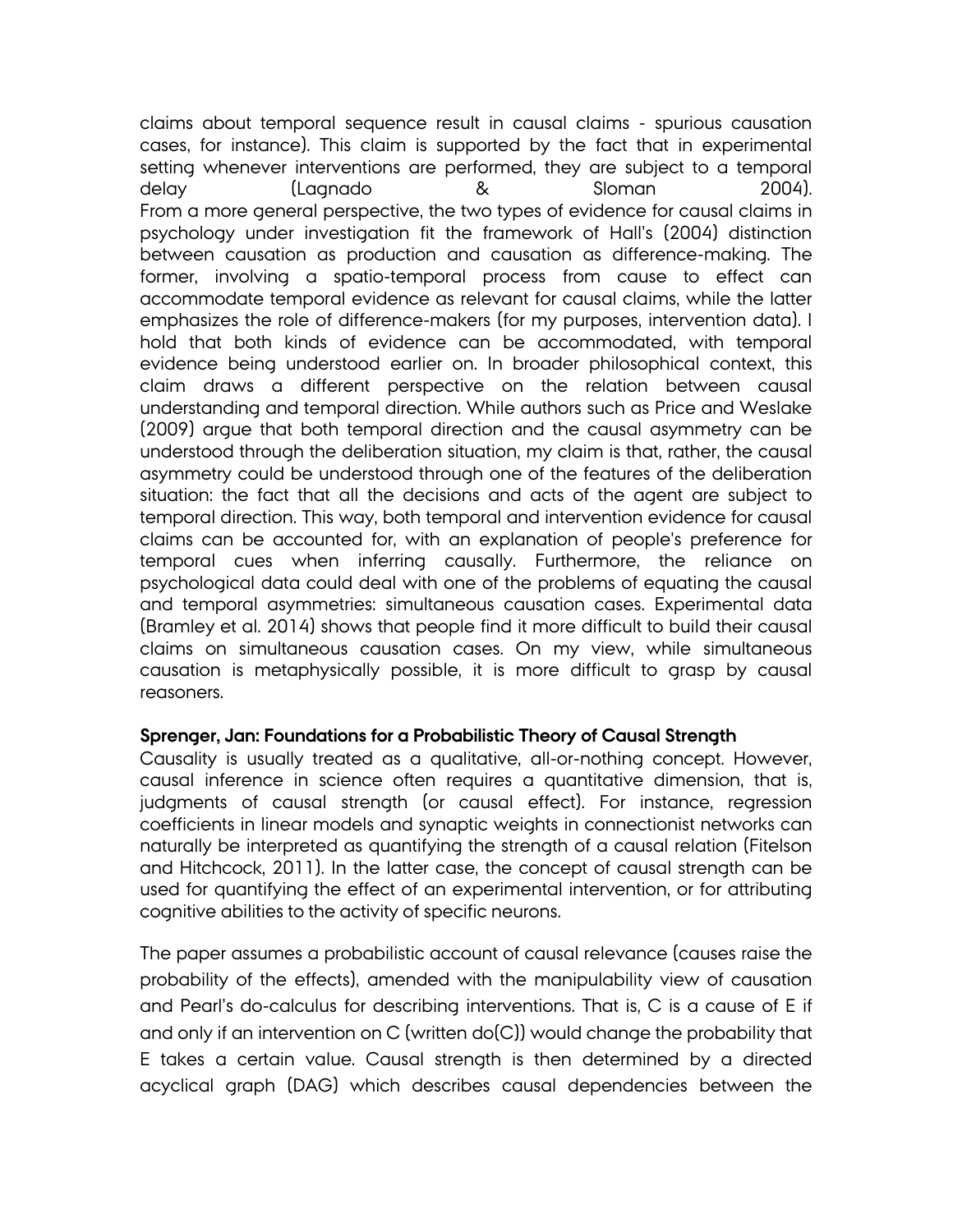claims about temporal sequence result in causal claims - spurious causation cases, for instance). This claim is supported by the fact that in experimental setting whenever interventions are performed, they are subject to a temporal delay (Lagnado & Sloman 2004). From a more general perspective, the two types of evidence for causal claims in psychology under investigation fit the framework of Hall's (2004) distinction between causation as production and causation as difference-making. The former, involving a spatio-temporal process from cause to effect can accommodate temporal evidence as relevant for causal claims, while the latter emphasizes the role of difference-makers (for my purposes, intervention data). I hold that both kinds of evidence can be accommodated, with temporal evidence being understood earlier on. In broader philosophical context, this claim draws a different perspective on the relation between causal understanding and temporal direction. While authors such as Price and Weslake (2009) argue that both temporal direction and the causal asymmetry can be understood through the deliberation situation, my claim is that, rather, the causal asymmetry could be understood through one of the features of the deliberation situation: the fact that all the decisions and acts of the agent are subject to temporal direction. This way, both temporal and intervention evidence for causal claims can be accounted for, with an explanation of people's preference for temporal cues when inferring causally. Furthermore, the reliance on psychological data could deal with one of the problems of equating the causal and temporal asymmetries: simultaneous causation cases. Experimental data (Bramley et al. 2014) shows that people find it more difficult to build their causal claims on simultaneous causation cases. On my view, while simultaneous causation is metaphysically possible, it is more difficult to grasp by causal reasoners.

**Sprenger, Jan: Foundations for a Probabilistic Theory of Causal Strength**

Causality is usually treated as a qualitative, all-or-nothing concept. However, causal inference in science often requires a quantitative dimension, that is, judgments of causal strength (or causal effect). For instance, regression coefficients in linear models and synaptic weights in connectionist networks can naturally be interpreted as quantifying the strength of a causal relation (Fitelson and Hitchcock, 2011). In the latter case, the concept of causal strength can be used for quantifying the effect of an experimental intervention, or for attributing cognitive abilities to the activity of specific neurons.

The paper assumes a probabilistic account of causal relevance (causes raise the probability of the effects), amended with the manipulability view of causation and Pearl's do-calculus for describing interventions. That is, C is a cause of E if and only if an intervention on C (written do(C)) would change the probability that E takes a certain value. Causal strength is then determined by a directed acyclical graph (DAG) which describes causal dependencies between the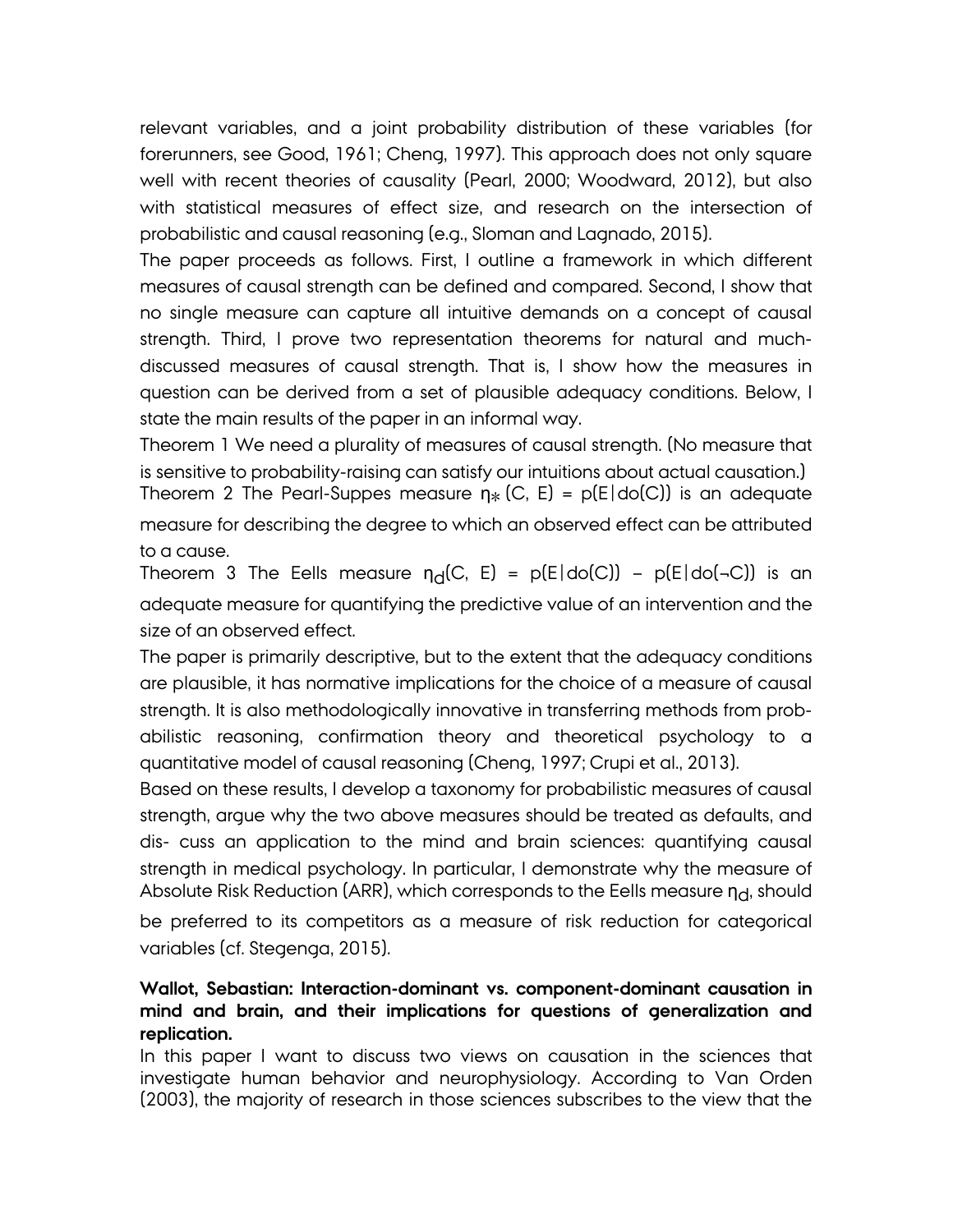relevant variables, and a joint probability distribution of these variables (for forerunners, see Good, 1961; Cheng, 1997). This approach does not only square well with recent theories of causality (Pearl, 2000; Woodward, 2012), but also with statistical measures of effect size, and research on the intersection of probabilistic and causal reasoning (e.g., Sloman and Lagnado, 2015).

The paper proceeds as follows. First, I outline a framework in which different measures of causal strength can be defined and compared. Second, I show that no single measure can capture all intuitive demands on a concept of causal strength. Third, I prove two representation theorems for natural and much-discussed measures of causal strength. That is, I show how the measures in question can be derived from a set of plausible adequacy conditions. Below, I state the main results of the paper in an informal way.

Theorem 1 We need a plurality of measures of causal strength. (No measure that is sensitive to probability-raising can satisfy our intuitions about actual causation.)

Theorem 2 The Pearl-Suppes measure $\eta_{*}(C, E) = p(E|do(C))$ is an adequate measure for describing the degree to which an observed effect can be attributed to a cause.

Theorem 3 The Eells measure $\eta_{d}(C, E) = p(E|do(C)) - p(E|do(\neg C))$ is an adequate measure for quantifying the predictive value of an intervention and the size of an observed effect.

The paper is primarily descriptive, but to the extent that the adequacy conditions are plausible, it has normative implications for the choice of a measure of causal strength. It is also methodologically innovative in transferring methods from probabilistic reasoning, confirmation theory and theoretical psychology to a quantitative model of causal reasoning (Cheng, 1997; Crupi et al., 2013).

Based on these results, I develop a taxonomy for probabilistic measures of causal strength, argue why the two above measures should be treated as defaults, and dis- cuss an application to the mind and brain sciences: quantifying causal strength in medical psychology. In particular, I demonstrate why the measure of Absolute Risk Reduction (ARR), which corresponds to the Eells measure $\eta_{d}$, should be preferred to its competitors as a measure of risk reduction for categorical variables (cf. Stegenga, 2015).

**Wallot, Sebastian: Interaction-dominant vs. component-dominant causation in mind and brain, and their implications for questions of generalization and replication.**

In this paper I want to discuss two views on causation in the sciences that investigate human behavior and neurophysiology. According to Van Orden (2003), the majority of research in those sciences subscribes to the view that the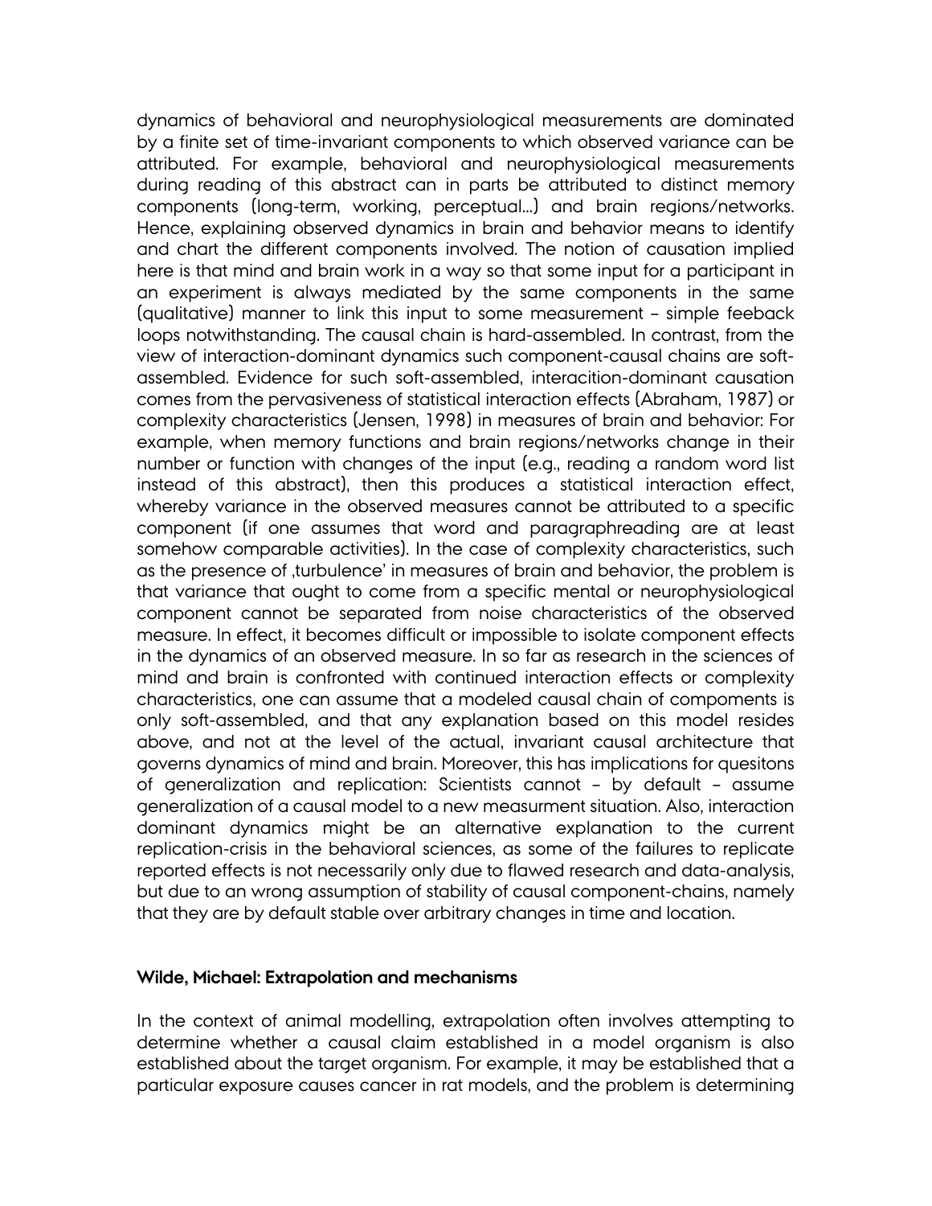dynamics of behavioral and neurophysiological measurements are dominated by a finite set of time-invariant components to which observed variance can be attributed. For example, behavioral and neurophysiological measurements during reading of this abstract can in parts be attributed to distinct memory components (long-term, working, perceptual…) and brain regions/networks. Hence, explaining observed dynamics in brain and behavior means to identify and chart the different components involved. The notion of causation implied here is that mind and brain work in a way so that some input for a participant in an experiment is always mediated by the same components in the same (qualitative) manner to link this input to some measurement – simple feeback loops notwithstanding. The causal chain is hard-assembled. In contrast, from the view of interaction-dominant dynamics such component-causal chains are soft-assembled. Evidence for such soft-assembled, interacition-dominant causation comes from the pervasiveness of statistical interaction effects (Abraham, 1987) or complexity characteristics (Jensen, 1998) in measures of brain and behavior: For example, when memory functions and brain regions/networks change in their number or function with changes of the input (e.g., reading a random word list instead of this abstract), then this produces a statistical interaction effect, whereby variance in the observed measures cannot be attributed to a specific component (if one assumes that word and paragraphreading are at least somehow comparable activities). In the case of complexity characteristics, such as the presence of ‚turbulence' in measures of brain and behavior, the problem is that variance that ought to come from a specific mental or neurophysiological component cannot be separated from noise characteristics of the observed measure. In effect, it becomes difficult or impossible to isolate component effects in the dynamics of an observed measure. In so far as research in the sciences of mind and brain is confronted with continued interaction effects or complexity characteristics, one can assume that a modeled causal chain of compoments is only soft-assembled, and that any explanation based on this model resides above, and not at the level of the actual, invariant causal architecture that governs dynamics of mind and brain. Moreover, this has implications for quesitons of generalization and replication: Scientists cannot – by default – assume generalization of a causal model to a new measurment situation. Also, interaction dominant dynamics might be an alternative explanation to the current replication-crisis in the behavioral sciences, as some of the failures to replicate reported effects is not necessarily only due to flawed research and data-analysis, but due to an wrong assumption of stability of causal component-chains, namely that they are by default stable over arbitrary changes in time and location.

**Wilde, Michael: Extrapolation and mechanisms**

In the context of animal modelling, extrapolation often involves attempting to determine whether a causal claim established in a model organism is also established about the target organism. For example, it may be established that a particular exposure causes cancer in rat models, and the problem is determining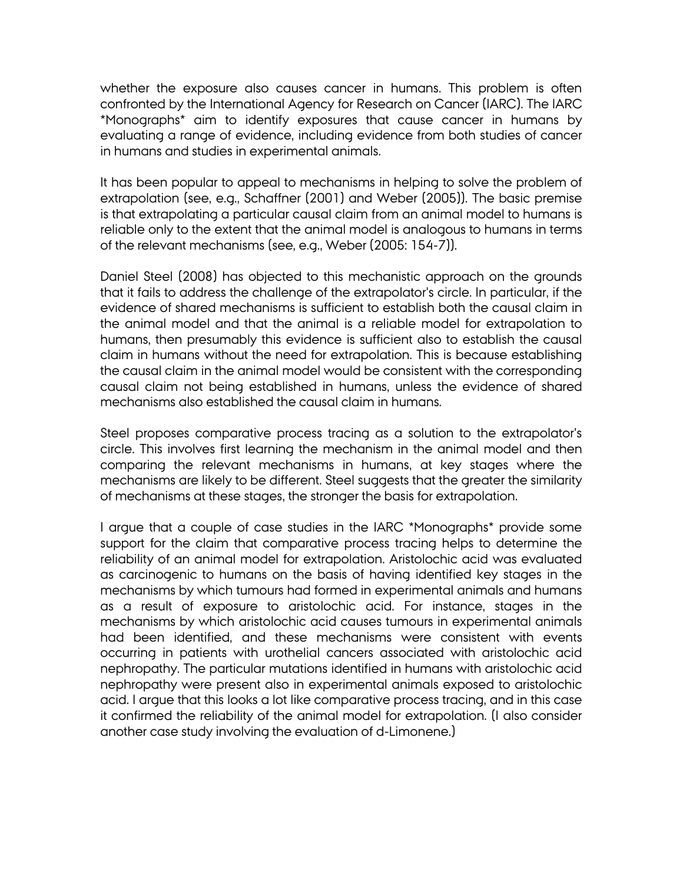whether the exposure also causes cancer in humans. This problem is often confronted by the International Agency for Research on Cancer (IARC). The IARC *Monographs* aim to identify exposures that cause cancer in humans by evaluating a range of evidence, including evidence from both studies of cancer in humans and studies in experimental animals.

It has been popular to appeal to mechanisms in helping to solve the problem of extrapolation (see, e.g., Schaffner (2001) and Weber (2005)). The basic premise is that extrapolating a particular causal claim from an animal model to humans is reliable only to the extent that the animal model is analogous to humans in terms of the relevant mechanisms (see, e.g., Weber (2005: 154-7)).

Daniel Steel (2008) has objected to this mechanistic approach on the grounds that it fails to address the challenge of the extrapolator's circle. In particular, if the evidence of shared mechanisms is sufficient to establish both the causal claim in the animal model and that the animal is a reliable model for extrapolation to humans, then presumably this evidence is sufficient also to establish the causal claim in humans without the need for extrapolation. This is because establishing the causal claim in the animal model would be consistent with the corresponding causal claim not being established in humans, unless the evidence of shared mechanisms also established the causal claim in humans.

Steel proposes comparative process tracing as a solution to the extrapolator's circle. This involves first learning the mechanism in the animal model and then comparing the relevant mechanisms in humans, at key stages where the mechanisms are likely to be different. Steel suggests that the greater the similarity of mechanisms at these stages, the stronger the basis for extrapolation.

I argue that a couple of case studies in the IARC *Monographs* provide some support for the claim that comparative process tracing helps to determine the reliability of an animal model for extrapolation. Aristolochic acid was evaluated as carcinogenic to humans on the basis of having identified key stages in the mechanisms by which tumours had formed in experimental animals and humans as a result of exposure to aristolochic acid. For instance, stages in the mechanisms by which aristolochic acid causes tumours in experimental animals had been identified, and these mechanisms were consistent with events occurring in patients with urothelial cancers associated with aristolochic acid nephropathy. The particular mutations identified in humans with aristolochic acid nephropathy were present also in experimental animals exposed to aristolochic acid. I argue that this looks a lot like comparative process tracing, and in this case it confirmed the reliability of the animal model for extrapolation. (I also consider another case study involving the evaluation of d-Limonene.)